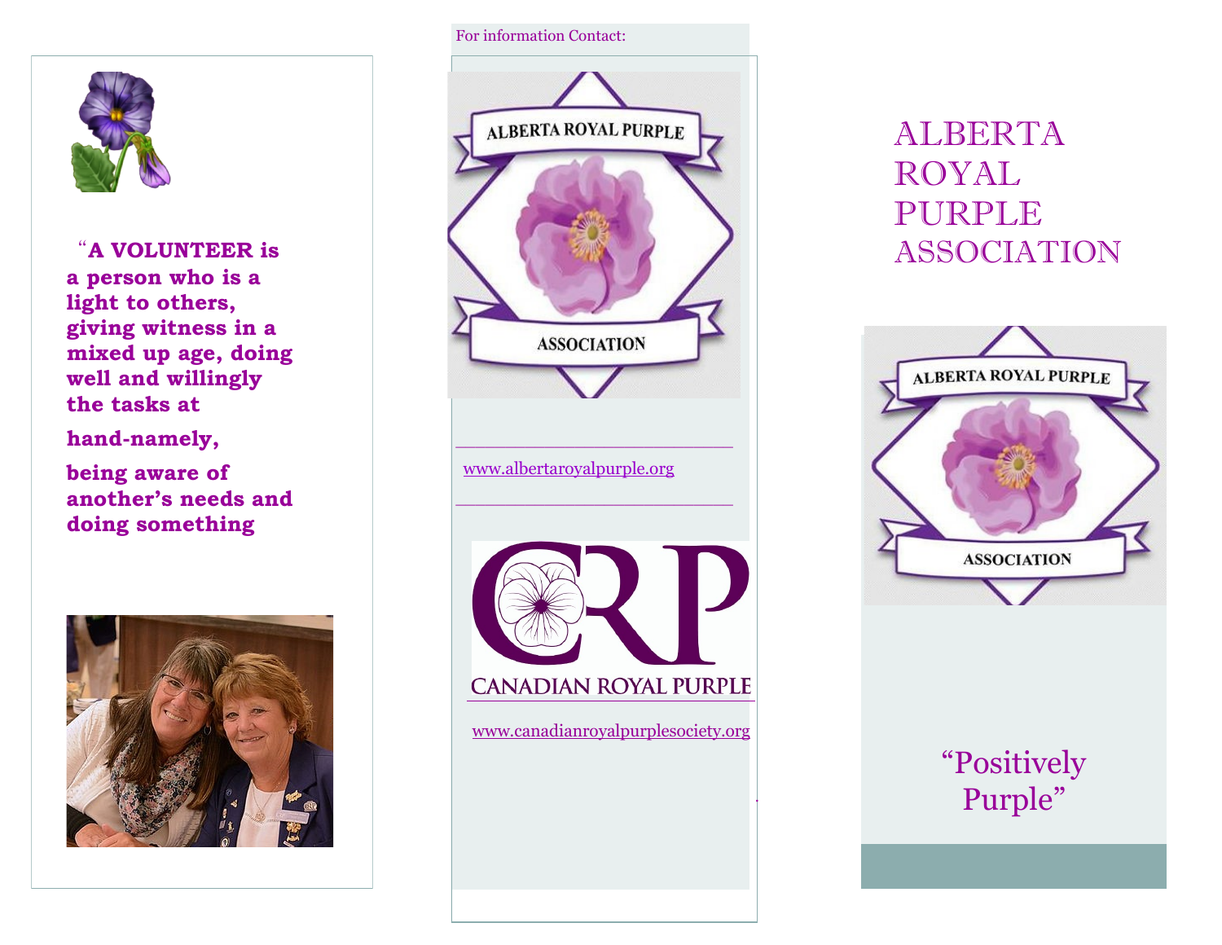**"A VOLUNTEER is a person who is a light to others, giving witness in a mixed up age, doing well and willingly the tasks at hand-namely,**

**being aware of another's needs and doing something**

For information Contact:

ALBERTA ROYAL PURPLE

ASSOCIATION

www.albertaroyalpurple.org

CRP

CANADIAN ROYAL PURPLE

www.canadianroyalpurplesociety.org

# ALBERTA ROYAL PURPLE ASSOCIATION

ALBERTA ROYAL PURPLE

ASSOCIATION

"Positively Purple"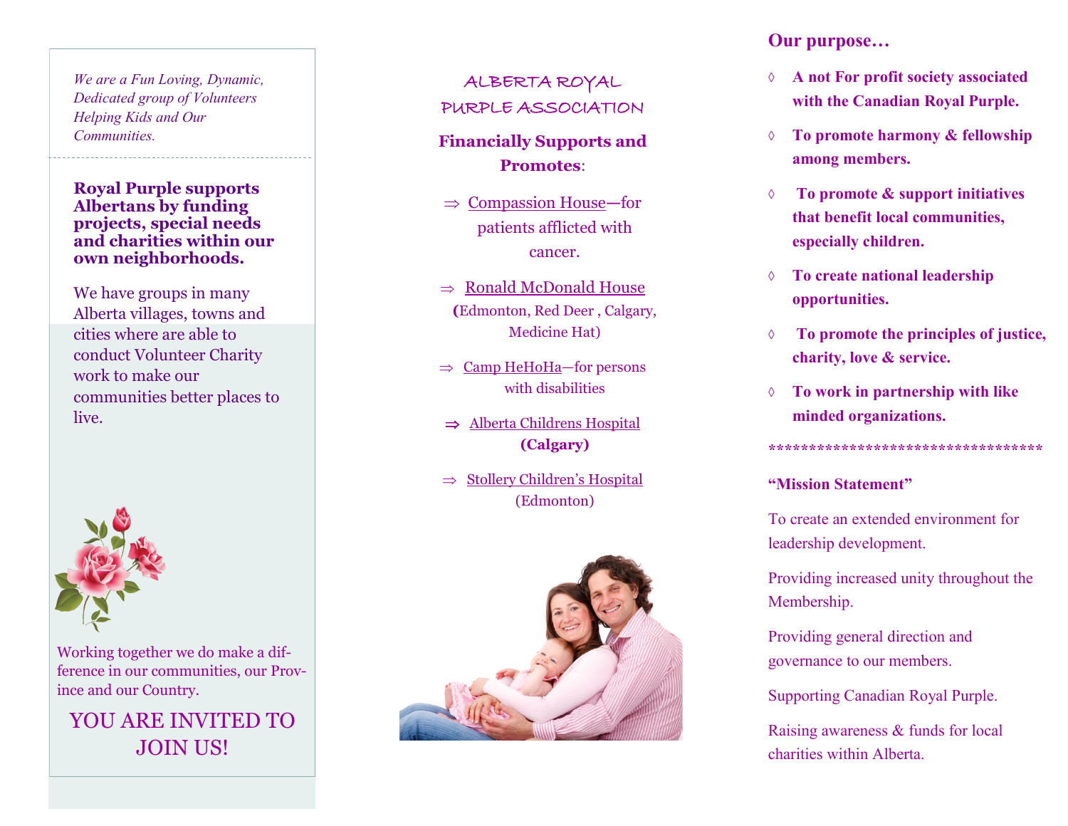*We are a Fun Loving, Dynamic, Dedicated group of Volunteers Helping Kids and Our Communities.*

**Royal Purple supports Albertans by funding projects, special needs and charities within our own neighborhoods.**

We have groups in many Alberta villages, towns and cities where are able to conduct Volunteer Charity work to make our communities better places to live.

Working together we do make a difference in our communities, our Province and our Country.

YOU ARE INVITED TO JOIN US!

## ALBERTA ROYAL PURPLE ASSOCIATION

**Financially Supports and Promotes**:

⇒ Compassion House—for patients afflicted with cancer.

⇒ Ronald McDonald House (Edmonton, Red Deer , Calgary, Medicine Hat)

⇒ Camp HeHoHa—for persons with disabilities

⇒ Alberta Childrens Hospital **(Calgary)**

⇒ Stollery Children's Hospital (Edmonton)

## Our purpose…

- **A not For profit society associated with the Canadian Royal Purple.**
- **To promote harmony & fellowship among members.**
- **To promote & support initiatives that benefit local communities, especially children.**
- **To create national leadership opportunities.**
- **To promote the principles of justice, charity, love & service.**
- **To work in partnership with like minded organizations.**

**********************************

**"Mission Statement"**

To create an extended environment for leadership development.

Providing increased unity throughout the Membership.

Providing general direction and governance to our members.

Supporting Canadian Royal Purple.

Raising awareness & funds for local charities within Alberta.